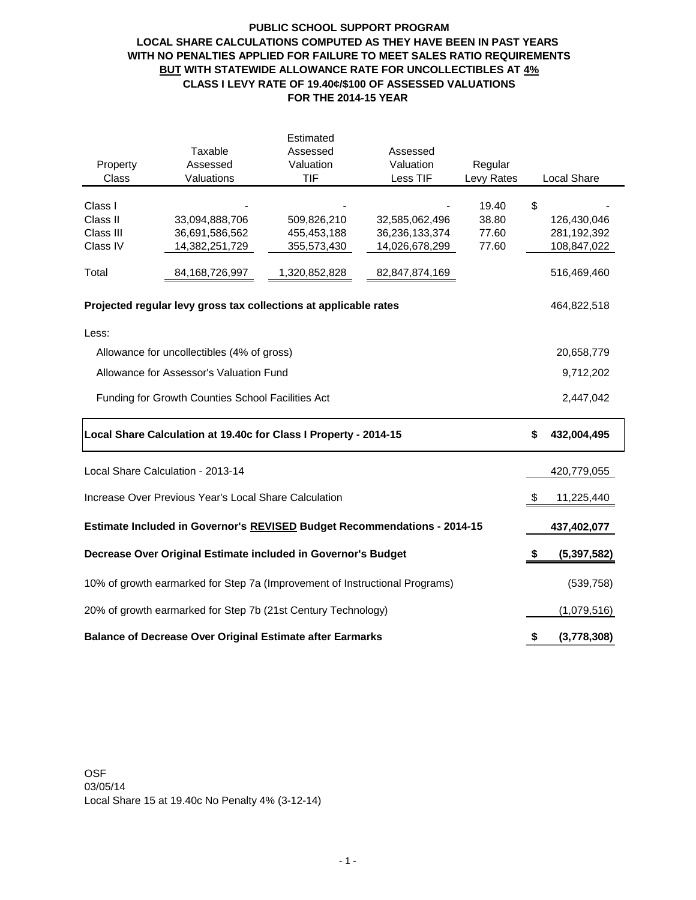**PUBLIC SCHOOL SUPPORT PROGRAM**
**LOCAL SHARE CALCULATIONS COMPUTED AS THEY HAVE BEEN IN PAST YEARS**
**WITH NO PENALTIES APPLIED FOR FAILURE TO MEET SALES RATIO REQUIREMENTS**
**BUT WITH STATEWIDE ALLOWANCE RATE FOR UNCOLLECTIBLES AT 4%**
**CLASS I LEVY RATE OF 19.40¢/$100 OF ASSESSED VALUATIONS**
**FOR THE 2014-15 YEAR**

| Property Class | Taxable Assessed Valuations | Estimated Assessed Valuation TIF | Assessed Valuation Less TIF | Regular Levy Rates | Local Share |
|---|---|---|---|---|---|
| Class I | - | - | - | 19.40 | $ - |
| Class II | 33,094,888,706 | 509,826,210 | 32,585,062,496 | 38.80 | 126,430,046 |
| Class III | 36,691,586,562 | 455,453,188 | 36,236,133,374 | 77.60 | 281,192,392 |
| Class IV | 14,382,251,729 | 355,573,430 | 14,026,678,299 | 77.60 | 108,847,022 |
| Total | 84,168,726,997 | 1,320,852,828 | 82,847,874,169 | | 516,469,460 |

| | |
|---|---|
| **Projected regular levy gross tax collections at applicable rates** | 464,822,518 |
| Less: | |
| Allowance for uncollectibles (4% of gross) | 20,658,779 |
| Allowance for Assessor's Valuation Fund | 9,712,202 |
| Funding for Growth Counties School Facilities Act | 2,447,042 |
| **Local Share Calculation at 19.40c for Class I Property - 2014-15** | **$ 432,004,495** |
| Local Share Calculation - 2013-14 | 420,779,055 |
| Increase Over Previous Year's Local Share Calculation | $ 11,225,440 |
| **Estimate Included in Governor's REVISED Budget Recommendations - 2014-15** | **437,402,077** |
| **Decrease Over Original Estimate included in Governor's Budget** | **$ (5,397,582)** |
| 10% of growth earmarked for Step 7a (Improvement of Instructional Programs) | (539,758) |
| 20% of growth earmarked for Step 7b (21st Century Technology) | (1,079,516) |
| **Balance of Decrease Over Original Estimate after Earmarks** | **$ (3,778,308)** |

OSF
03/05/14
Local Share 15 at 19.40c No Penalty 4% (3-12-14)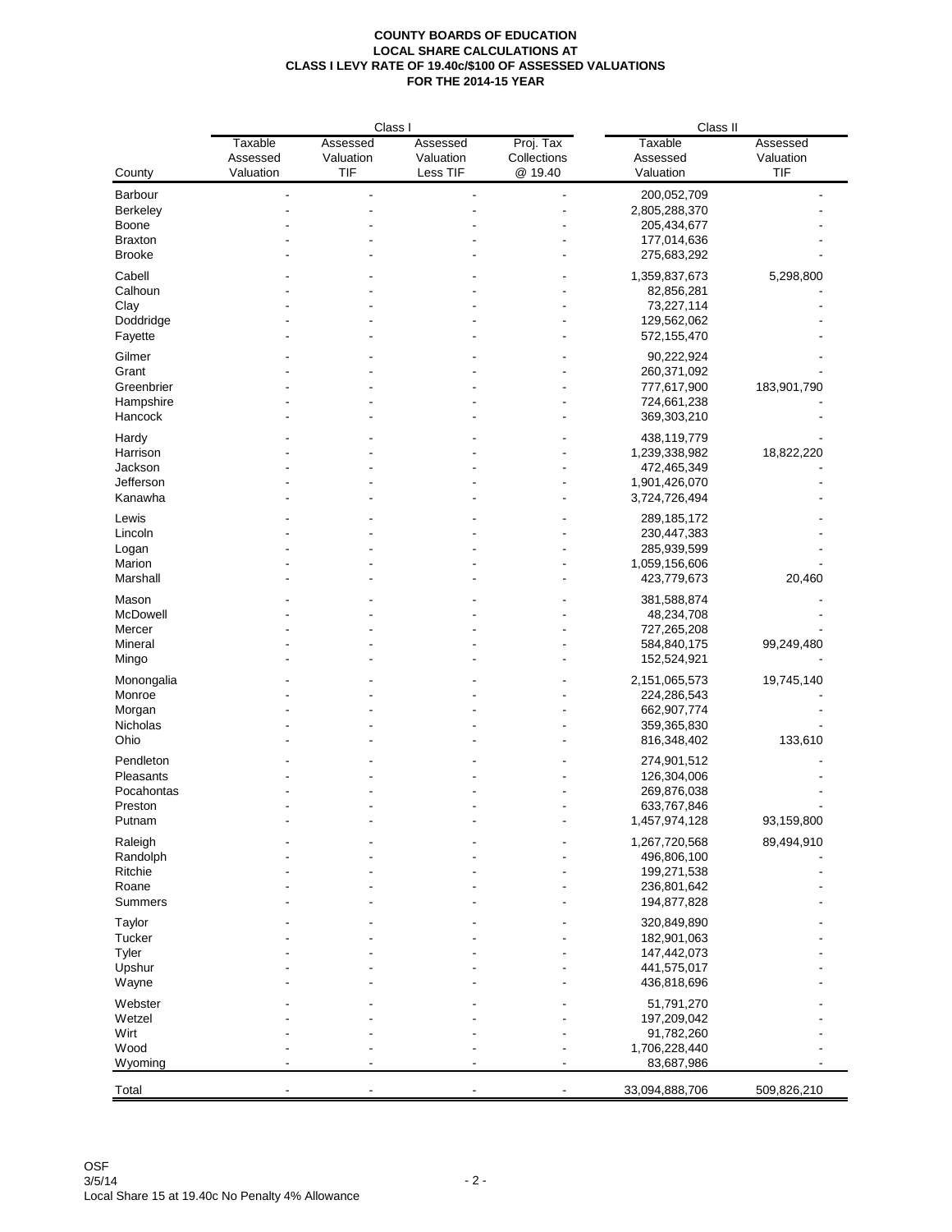**COUNTY BOARDS OF EDUCATION**
**LOCAL SHARE CALCULATIONS AT**
**CLASS I LEVY RATE OF 19.40c/$100 OF ASSESSED VALUATIONS**
**FOR THE 2014-15 YEAR**

| | Class I | | | | Class II | |
|---|---|---|---|---|---|---|
| County | Taxable Assessed Valuation | Assessed Valuation TIF | Assessed Valuation Less TIF | Proj. Tax Collections @ 19.40 | Taxable Assessed Valuation | Assessed Valuation TIF |
| Barbour | - | - | - | - | 200,052,709 | - |
| Berkeley | - | - | - | - | 2,805,288,370 | - |
| Boone | - | - | - | - | 205,434,677 | - |
| Braxton | - | - | - | - | 177,014,636 | - |
| Brooke | - | - | - | - | 275,683,292 | - |
| Cabell | - | - | - | - | 1,359,837,673 | 5,298,800 |
| Calhoun | - | - | - | - | 82,856,281 | - |
| Clay | - | - | - | - | 73,227,114 | - |
| Doddridge | - | - | - | - | 129,562,062 | - |
| Fayette | - | - | - | - | 572,155,470 | - |
| Gilmer | - | - | - | - | 90,222,924 | - |
| Grant | - | - | - | - | 260,371,092 | - |
| Greenbrier | - | - | - | - | 777,617,900 | 183,901,790 |
| Hampshire | - | - | - | - | 724,661,238 | - |
| Hancock | - | - | - | - | 369,303,210 | - |
| Hardy | - | - | - | - | 438,119,779 | - |
| Harrison | - | - | - | - | 1,239,338,982 | 18,822,220 |
| Jackson | - | - | - | - | 472,465,349 | - |
| Jefferson | - | - | - | - | 1,901,426,070 | - |
| Kanawha | - | - | - | - | 3,724,726,494 | - |
| Lewis | - | - | - | - | 289,185,172 | - |
| Lincoln | - | - | - | - | 230,447,383 | - |
| Logan | - | - | - | - | 285,939,599 | - |
| Marion | - | - | - | - | 1,059,156,606 | - |
| Marshall | - | - | - | - | 423,779,673 | 20,460 |
| Mason | - | - | - | - | 381,588,874 | - |
| McDowell | - | - | - | - | 48,234,708 | - |
| Mercer | - | - | - | - | 727,265,208 | - |
| Mineral | - | - | - | - | 584,840,175 | 99,249,480 |
| Mingo | - | - | - | - | 152,524,921 | - |
| Monongalia | - | - | - | - | 2,151,065,573 | 19,745,140 |
| Monroe | - | - | - | - | 224,286,543 | - |
| Morgan | - | - | - | - | 662,907,774 | - |
| Nicholas | - | - | - | - | 359,365,830 | - |
| Ohio | - | - | - | - | 816,348,402 | 133,610 |
| Pendleton | - | - | - | - | 274,901,512 | - |
| Pleasants | - | - | - | - | 126,304,006 | - |
| Pocahontas | - | - | - | - | 269,876,038 | - |
| Preston | - | - | - | - | 633,767,846 | - |
| Putnam | - | - | - | - | 1,457,974,128 | 93,159,800 |
| Raleigh | - | - | - | - | 1,267,720,568 | 89,494,910 |
| Randolph | - | - | - | - | 496,806,100 | - |
| Ritchie | - | - | - | - | 199,271,538 | - |
| Roane | - | - | - | - | 236,801,642 | - |
| Summers | - | - | - | - | 194,877,828 | - |
| Taylor | - | - | - | - | 320,849,890 | - |
| Tucker | - | - | - | - | 182,901,063 | - |
| Tyler | - | - | - | - | 147,442,073 | - |
| Upshur | - | - | - | - | 441,575,017 | - |
| Wayne | - | - | - | - | 436,818,696 | - |
| Webster | - | - | - | - | 51,791,270 | - |
| Wetzel | - | - | - | - | 197,209,042 | - |
| Wirt | - | - | - | - | 91,782,260 | - |
| Wood | - | - | - | - | 1,706,228,440 | - |
| Wyoming | - | - | - | - | 83,687,986 | - |
| Total | - | - | - | - | 33,094,888,706 | 509,826,210 |

OSF
3/5/14
Local Share 15 at 19.40c No Penalty 4% Allowance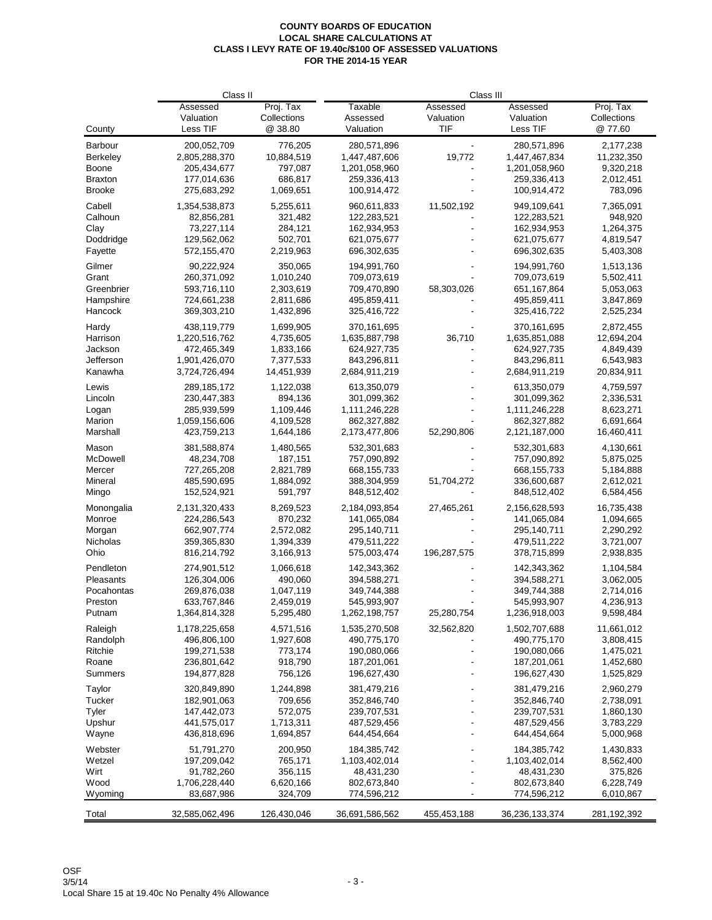**COUNTY BOARDS OF EDUCATION**
**LOCAL SHARE CALCULATIONS AT**
**CLASS I LEVY RATE OF 19.40c/$100 OF ASSESSED VALUATIONS**
**FOR THE 2014-15 YEAR**

| | Class II | | Class III | | | |
|---|---|---|---|---|---|---|
| County | Assessed Valuation Less TIF | Proj. Tax Collections @ 38.80 | Taxable Assessed Valuation | Assessed Valuation TIF | Assessed Valuation Less TIF | Proj. Tax Collections @ 77.60 |
| Barbour | 200,052,709 | 776,205 | 280,571,896 | - | 280,571,896 | 2,177,238 |
| Berkeley | 2,805,288,370 | 10,884,519 | 1,447,487,606 | 19,772 | 1,447,467,834 | 11,232,350 |
| Boone | 205,434,677 | 797,087 | 1,201,058,960 | - | 1,201,058,960 | 9,320,218 |
| Braxton | 177,014,636 | 686,817 | 259,336,413 | - | 259,336,413 | 2,012,451 |
| Brooke | 275,683,292 | 1,069,651 | 100,914,472 | - | 100,914,472 | 783,096 |
| Cabell | 1,354,538,873 | 5,255,611 | 960,611,833 | 11,502,192 | 949,109,641 | 7,365,091 |
| Calhoun | 82,856,281 | 321,482 | 122,283,521 | - | 122,283,521 | 948,920 |
| Clay | 73,227,114 | 284,121 | 162,934,953 | - | 162,934,953 | 1,264,375 |
| Doddridge | 129,562,062 | 502,701 | 621,075,677 | - | 621,075,677 | 4,819,547 |
| Fayette | 572,155,470 | 2,219,963 | 696,302,635 | - | 696,302,635 | 5,403,308 |
| Gilmer | 90,222,924 | 350,065 | 194,991,760 | - | 194,991,760 | 1,513,136 |
| Grant | 260,371,092 | 1,010,240 | 709,073,619 | - | 709,073,619 | 5,502,411 |
| Greenbrier | 593,716,110 | 2,303,619 | 709,470,890 | 58,303,026 | 651,167,864 | 5,053,063 |
| Hampshire | 724,661,238 | 2,811,686 | 495,859,411 | - | 495,859,411 | 3,847,869 |
| Hancock | 369,303,210 | 1,432,896 | 325,416,722 | - | 325,416,722 | 2,525,234 |
| Hardy | 438,119,779 | 1,699,905 | 370,161,695 | - | 370,161,695 | 2,872,455 |
| Harrison | 1,220,516,762 | 4,735,605 | 1,635,887,798 | 36,710 | 1,635,851,088 | 12,694,204 |
| Jackson | 472,465,349 | 1,833,166 | 624,927,735 | - | 624,927,735 | 4,849,439 |
| Jefferson | 1,901,426,070 | 7,377,533 | 843,296,811 | - | 843,296,811 | 6,543,983 |
| Kanawha | 3,724,726,494 | 14,451,939 | 2,684,911,219 | - | 2,684,911,219 | 20,834,911 |
| Lewis | 289,185,172 | 1,122,038 | 613,350,079 | - | 613,350,079 | 4,759,597 |
| Lincoln | 230,447,383 | 894,136 | 301,099,362 | - | 301,099,362 | 2,336,531 |
| Logan | 285,939,599 | 1,109,446 | 1,111,246,228 | - | 1,111,246,228 | 8,623,271 |
| Marion | 1,059,156,606 | 4,109,528 | 862,327,882 | - | 862,327,882 | 6,691,664 |
| Marshall | 423,759,213 | 1,644,186 | 2,173,477,806 | 52,290,806 | 2,121,187,000 | 16,460,411 |
| Mason | 381,588,874 | 1,480,565 | 532,301,683 | - | 532,301,683 | 4,130,661 |
| McDowell | 48,234,708 | 187,151 | 757,090,892 | - | 757,090,892 | 5,875,025 |
| Mercer | 727,265,208 | 2,821,789 | 668,155,733 | - | 668,155,733 | 5,184,888 |
| Mineral | 485,590,695 | 1,884,092 | 388,304,959 | 51,704,272 | 336,600,687 | 2,612,021 |
| Mingo | 152,524,921 | 591,797 | 848,512,402 | - | 848,512,402 | 6,584,456 |
| Monongalia | 2,131,320,433 | 8,269,523 | 2,184,093,854 | 27,465,261 | 2,156,628,593 | 16,735,438 |
| Monroe | 224,286,543 | 870,232 | 141,065,084 | - | 141,065,084 | 1,094,665 |
| Morgan | 662,907,774 | 2,572,082 | 295,140,711 | - | 295,140,711 | 2,290,292 |
| Nicholas | 359,365,830 | 1,394,339 | 479,511,222 | - | 479,511,222 | 3,721,007 |
| Ohio | 816,214,792 | 3,166,913 | 575,003,474 | 196,287,575 | 378,715,899 | 2,938,835 |
| Pendleton | 274,901,512 | 1,066,618 | 142,343,362 | - | 142,343,362 | 1,104,584 |
| Pleasants | 126,304,006 | 490,060 | 394,588,271 | - | 394,588,271 | 3,062,005 |
| Pocahontas | 269,876,038 | 1,047,119 | 349,744,388 | - | 349,744,388 | 2,714,016 |
| Preston | 633,767,846 | 2,459,019 | 545,993,907 | - | 545,993,907 | 4,236,913 |
| Putnam | 1,364,814,328 | 5,295,480 | 1,262,198,757 | 25,280,754 | 1,236,918,003 | 9,598,484 |
| Raleigh | 1,178,225,658 | 4,571,516 | 1,535,270,508 | 32,562,820 | 1,502,707,688 | 11,661,012 |
| Randolph | 496,806,100 | 1,927,608 | 490,775,170 | - | 490,775,170 | 3,808,415 |
| Ritchie | 199,271,538 | 773,174 | 190,080,066 | - | 190,080,066 | 1,475,021 |
| Roane | 236,801,642 | 918,790 | 187,201,061 | - | 187,201,061 | 1,452,680 |
| Summers | 194,877,828 | 756,126 | 196,627,430 | - | 196,627,430 | 1,525,829 |
| Taylor | 320,849,890 | 1,244,898 | 381,479,216 | - | 381,479,216 | 2,960,279 |
| Tucker | 182,901,063 | 709,656 | 352,846,740 | - | 352,846,740 | 2,738,091 |
| Tyler | 147,442,073 | 572,075 | 239,707,531 | - | 239,707,531 | 1,860,130 |
| Upshur | 441,575,017 | 1,713,311 | 487,529,456 | - | 487,529,456 | 3,783,229 |
| Wayne | 436,818,696 | 1,694,857 | 644,454,664 | - | 644,454,664 | 5,000,968 |
| Webster | 51,791,270 | 200,950 | 184,385,742 | - | 184,385,742 | 1,430,833 |
| Wetzel | 197,209,042 | 765,171 | 1,103,402,014 | - | 1,103,402,014 | 8,562,400 |
| Wirt | 91,782,260 | 356,115 | 48,431,230 | - | 48,431,230 | 375,826 |
| Wood | 1,706,228,440 | 6,620,166 | 802,673,840 | - | 802,673,840 | 6,228,749 |
| Wyoming | 83,687,986 | 324,709 | 774,596,212 | - | 774,596,212 | 6,010,867 |
| Total | 32,585,062,496 | 126,430,046 | 36,691,586,562 | 455,453,188 | 36,236,133,374 | 281,192,392 |

OSF
3/5/14
Local Share 15 at 19.40c No Penalty 4% Allowance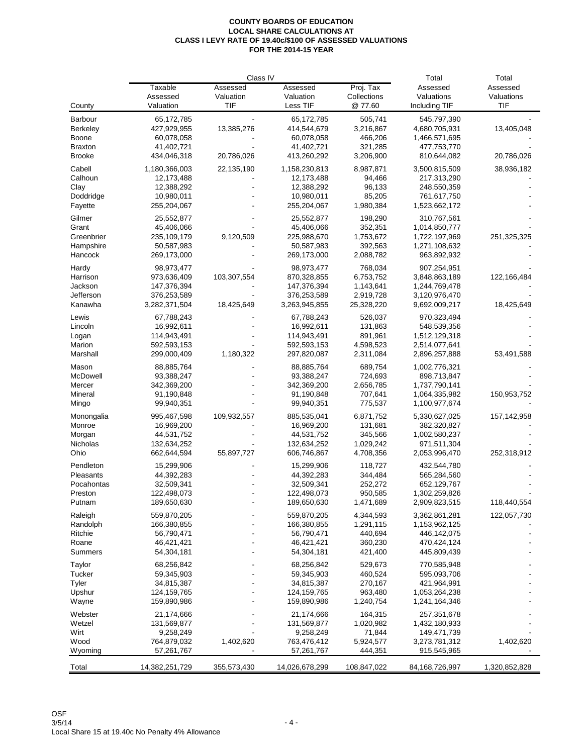**COUNTY BOARDS OF EDUCATION**
**LOCAL SHARE CALCULATIONS AT**
**CLASS I LEVY RATE OF 19.40c/$100 OF ASSESSED VALUATIONS**
**FOR THE 2014-15 YEAR**

| | Class IV | | | | Total | Total |
|---|---|---|---|---|---|---|
| County | Taxable Assessed Valuation | Assessed Valuation TIF | Assessed Valuation Less TIF | Proj. Tax Collections @ 77.60 | Assessed Valuations Including TIF | Assessed Valuations TIF |
| Barbour | 65,172,785 | - | 65,172,785 | 505,741 | 545,797,390 | - |
| Berkeley | 427,929,955 | 13,385,276 | 414,544,679 | 3,216,867 | 4,680,705,931 | 13,405,048 |
| Boone | 60,078,058 | - | 60,078,058 | 466,206 | 1,466,571,695 | - |
| Braxton | 41,402,721 | - | 41,402,721 | 321,285 | 477,753,770 | - |
| Brooke | 434,046,318 | 20,786,026 | 413,260,292 | 3,206,900 | 810,644,082 | 20,786,026 |
| Cabell | 1,180,366,003 | 22,135,190 | 1,158,230,813 | 8,987,871 | 3,500,815,509 | 38,936,182 |
| Calhoun | 12,173,488 | - | 12,173,488 | 94,466 | 217,313,290 | - |
| Clay | 12,388,292 | - | 12,388,292 | 96,133 | 248,550,359 | - |
| Doddridge | 10,980,011 | - | 10,980,011 | 85,205 | 761,617,750 | - |
| Fayette | 255,204,067 | - | 255,204,067 | 1,980,384 | 1,523,662,172 | - |
| Gilmer | 25,552,877 | - | 25,552,877 | 198,290 | 310,767,561 | - |
| Grant | 45,406,066 | - | 45,406,066 | 352,351 | 1,014,850,777 | - |
| Greenbrier | 235,109,179 | 9,120,509 | 225,988,670 | 1,753,672 | 1,722,197,969 | 251,325,325 |
| Hampshire | 50,587,983 | - | 50,587,983 | 392,563 | 1,271,108,632 | - |
| Hancock | 269,173,000 | - | 269,173,000 | 2,088,782 | 963,892,932 | - |
| Hardy | 98,973,477 | - | 98,973,477 | 768,034 | 907,254,951 | - |
| Harrison | 973,636,409 | 103,307,554 | 870,328,855 | 6,753,752 | 3,848,863,189 | 122,166,484 |
| Jackson | 147,376,394 | - | 147,376,394 | 1,143,641 | 1,244,769,478 | - |
| Jefferson | 376,253,589 | - | 376,253,589 | 2,919,728 | 3,120,976,470 | - |
| Kanawha | 3,282,371,504 | 18,425,649 | 3,263,945,855 | 25,328,220 | 9,692,009,217 | 18,425,649 |
| Lewis | 67,788,243 | - | 67,788,243 | 526,037 | 970,323,494 | - |
| Lincoln | 16,992,611 | - | 16,992,611 | 131,863 | 548,539,356 | - |
| Logan | 114,943,491 | - | 114,943,491 | 891,961 | 1,512,129,318 | - |
| Marion | 592,593,153 | - | 592,593,153 | 4,598,523 | 2,514,077,641 | - |
| Marshall | 299,000,409 | 1,180,322 | 297,820,087 | 2,311,084 | 2,896,257,888 | 53,491,588 |
| Mason | 88,885,764 | - | 88,885,764 | 689,754 | 1,002,776,321 | - |
| McDowell | 93,388,247 | - | 93,388,247 | 724,693 | 898,713,847 | - |
| Mercer | 342,369,200 | - | 342,369,200 | 2,656,785 | 1,737,790,141 | - |
| Mineral | 91,190,848 | - | 91,190,848 | 707,641 | 1,064,335,982 | 150,953,752 |
| Mingo | 99,940,351 | - | 99,940,351 | 775,537 | 1,100,977,674 | - |
| Monongalia | 995,467,598 | 109,932,557 | 885,535,041 | 6,871,752 | 5,330,627,025 | 157,142,958 |
| Monroe | 16,969,200 | - | 16,969,200 | 131,681 | 382,320,827 | - |
| Morgan | 44,531,752 | - | 44,531,752 | 345,566 | 1,002,580,237 | - |
| Nicholas | 132,634,252 | - | 132,634,252 | 1,029,242 | 971,511,304 | - |
| Ohio | 662,644,594 | 55,897,727 | 606,746,867 | 4,708,356 | 2,053,996,470 | 252,318,912 |
| Pendleton | 15,299,906 | - | 15,299,906 | 118,727 | 432,544,780 | - |
| Pleasants | 44,392,283 | - | 44,392,283 | 344,484 | 565,284,560 | - |
| Pocahontas | 32,509,341 | - | 32,509,341 | 252,272 | 652,129,767 | - |
| Preston | 122,498,073 | - | 122,498,073 | 950,585 | 1,302,259,826 | - |
| Putnam | 189,650,630 | - | 189,650,630 | 1,471,689 | 2,909,823,515 | 118,440,554 |
| Raleigh | 559,870,205 | - | 559,870,205 | 4,344,593 | 3,362,861,281 | 122,057,730 |
| Randolph | 166,380,855 | - | 166,380,855 | 1,291,115 | 1,153,962,125 | - |
| Ritchie | 56,790,471 | - | 56,790,471 | 440,694 | 446,142,075 | - |
| Roane | 46,421,421 | - | 46,421,421 | 360,230 | 470,424,124 | - |
| Summers | 54,304,181 | - | 54,304,181 | 421,400 | 445,809,439 | - |
| Taylor | 68,256,842 | - | 68,256,842 | 529,673 | 770,585,948 | - |
| Tucker | 59,345,903 | - | 59,345,903 | 460,524 | 595,093,706 | - |
| Tyler | 34,815,387 | - | 34,815,387 | 270,167 | 421,964,991 | - |
| Upshur | 124,159,765 | - | 124,159,765 | 963,480 | 1,053,264,238 | - |
| Wayne | 159,890,986 | - | 159,890,986 | 1,240,754 | 1,241,164,346 | - |
| Webster | 21,174,666 | - | 21,174,666 | 164,315 | 257,351,678 | - |
| Wetzel | 131,569,877 | - | 131,569,877 | 1,020,982 | 1,432,180,933 | - |
| Wirt | 9,258,249 | - | 9,258,249 | 71,844 | 149,471,739 | - |
| Wood | 764,879,032 | 1,402,620 | 763,476,412 | 5,924,577 | 3,273,781,312 | 1,402,620 |
| Wyoming | 57,261,767 | - | 57,261,767 | 444,351 | 915,545,965 | - |
| Total | 14,382,251,729 | 355,573,430 | 14,026,678,299 | 108,847,022 | 84,168,726,997 | 1,320,852,828 |

OSF
3/5/14
Local Share 15 at 19.40c No Penalty 4% Allowance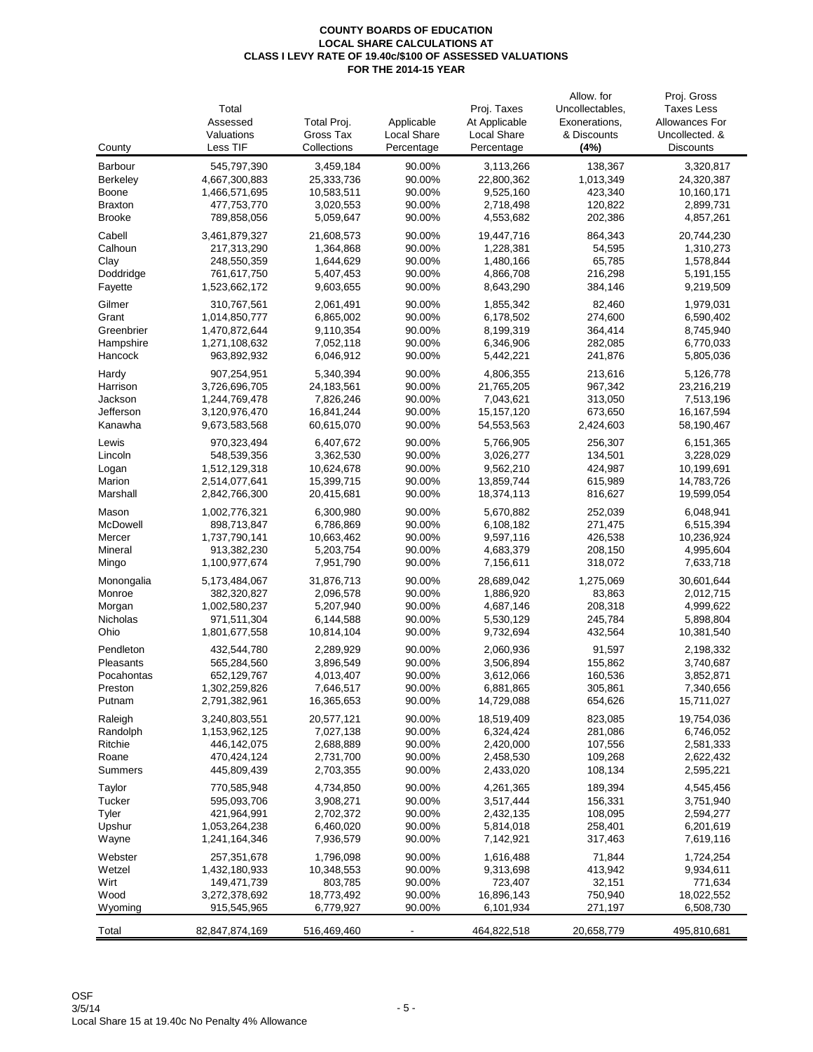# COUNTY BOARDS OF EDUCATION
## LOCAL SHARE CALCULATIONS AT
## CLASS I LEVY RATE OF 19.40c/$100 OF ASSESSED VALUATIONS
## FOR THE 2014-15 YEAR

| County | Total Assessed Valuations Less TIF | Total Proj. Gross Tax Collections | Applicable Local Share Percentage | Proj. Taxes At Applicable Local Share Percentage | Allow. for Uncollectables, Exonerations, & Discounts (4%) | Proj. Gross Taxes Less Allowances For Uncollected. & Discounts |
|---|---|---|---|---|---|---|
| Barbour | 545,797,390 | 3,459,184 | 90.00% | 3,113,266 | 138,367 | 3,320,817 |
| Berkeley | 4,667,300,883 | 25,333,736 | 90.00% | 22,800,362 | 1,013,349 | 24,320,387 |
| Boone | 1,466,571,695 | 10,583,511 | 90.00% | 9,525,160 | 423,340 | 10,160,171 |
| Braxton | 477,753,770 | 3,020,553 | 90.00% | 2,718,498 | 120,822 | 2,899,731 |
| Brooke | 789,858,056 | 5,059,647 | 90.00% | 4,553,682 | 202,386 | 4,857,261 |
| Cabell | 3,461,879,327 | 21,608,573 | 90.00% | 19,447,716 | 864,343 | 20,744,230 |
| Calhoun | 217,313,290 | 1,364,868 | 90.00% | 1,228,381 | 54,595 | 1,310,273 |
| Clay | 248,550,359 | 1,644,629 | 90.00% | 1,480,166 | 65,785 | 1,578,844 |
| Doddridge | 761,617,750 | 5,407,453 | 90.00% | 4,866,708 | 216,298 | 5,191,155 |
| Fayette | 1,523,662,172 | 9,603,655 | 90.00% | 8,643,290 | 384,146 | 9,219,509 |
| Gilmer | 310,767,561 | 2,061,491 | 90.00% | 1,855,342 | 82,460 | 1,979,031 |
| Grant | 1,014,850,777 | 6,865,002 | 90.00% | 6,178,502 | 274,600 | 6,590,402 |
| Greenbrier | 1,470,872,644 | 9,110,354 | 90.00% | 8,199,319 | 364,414 | 8,745,940 |
| Hampshire | 1,271,108,632 | 7,052,118 | 90.00% | 6,346,906 | 282,085 | 6,770,033 |
| Hancock | 963,892,932 | 6,046,912 | 90.00% | 5,442,221 | 241,876 | 5,805,036 |
| Hardy | 907,254,951 | 5,340,394 | 90.00% | 4,806,355 | 213,616 | 5,126,778 |
| Harrison | 3,726,696,705 | 24,183,561 | 90.00% | 21,765,205 | 967,342 | 23,216,219 |
| Jackson | 1,244,769,478 | 7,826,246 | 90.00% | 7,043,621 | 313,050 | 7,513,196 |
| Jefferson | 3,120,976,470 | 16,841,244 | 90.00% | 15,157,120 | 673,650 | 16,167,594 |
| Kanawha | 9,673,583,568 | 60,615,070 | 90.00% | 54,553,563 | 2,424,603 | 58,190,467 |
| Lewis | 970,323,494 | 6,407,672 | 90.00% | 5,766,905 | 256,307 | 6,151,365 |
| Lincoln | 548,539,356 | 3,362,530 | 90.00% | 3,026,277 | 134,501 | 3,228,029 |
| Logan | 1,512,129,318 | 10,624,678 | 90.00% | 9,562,210 | 424,987 | 10,199,691 |
| Marion | 2,514,077,641 | 15,399,715 | 90.00% | 13,859,744 | 615,989 | 14,783,726 |
| Marshall | 2,842,766,300 | 20,415,681 | 90.00% | 18,374,113 | 816,627 | 19,599,054 |
| Mason | 1,002,776,321 | 6,300,980 | 90.00% | 5,670,882 | 252,039 | 6,048,941 |
| McDowell | 898,713,847 | 6,786,869 | 90.00% | 6,108,182 | 271,475 | 6,515,394 |
| Mercer | 1,737,790,141 | 10,663,462 | 90.00% | 9,597,116 | 426,538 | 10,236,924 |
| Mineral | 913,382,230 | 5,203,754 | 90.00% | 4,683,379 | 208,150 | 4,995,604 |
| Mingo | 1,100,977,674 | 7,951,790 | 90.00% | 7,156,611 | 318,072 | 7,633,718 |
| Monongalia | 5,173,484,067 | 31,876,713 | 90.00% | 28,689,042 | 1,275,069 | 30,601,644 |
| Monroe | 382,320,827 | 2,096,578 | 90.00% | 1,886,920 | 83,863 | 2,012,715 |
| Morgan | 1,002,580,237 | 5,207,940 | 90.00% | 4,687,146 | 208,318 | 4,999,622 |
| Nicholas | 971,511,304 | 6,144,588 | 90.00% | 5,530,129 | 245,784 | 5,898,804 |
| Ohio | 1,801,677,558 | 10,814,104 | 90.00% | 9,732,694 | 432,564 | 10,381,540 |
| Pendleton | 432,544,780 | 2,289,929 | 90.00% | 2,060,936 | 91,597 | 2,198,332 |
| Pleasants | 565,284,560 | 3,896,549 | 90.00% | 3,506,894 | 155,862 | 3,740,687 |
| Pocahontas | 652,129,767 | 4,013,407 | 90.00% | 3,612,066 | 160,536 | 3,852,871 |
| Preston | 1,302,259,826 | 7,646,517 | 90.00% | 6,881,865 | 305,861 | 7,340,656 |
| Putnam | 2,791,382,961 | 16,365,653 | 90.00% | 14,729,088 | 654,626 | 15,711,027 |
| Raleigh | 3,240,803,551 | 20,577,121 | 90.00% | 18,519,409 | 823,085 | 19,754,036 |
| Randolph | 1,153,962,125 | 7,027,138 | 90.00% | 6,324,424 | 281,086 | 6,746,052 |
| Ritchie | 446,142,075 | 2,688,889 | 90.00% | 2,420,000 | 107,556 | 2,581,333 |
| Roane | 470,424,124 | 2,731,700 | 90.00% | 2,458,530 | 109,268 | 2,622,432 |
| Summers | 445,809,439 | 2,703,355 | 90.00% | 2,433,020 | 108,134 | 2,595,221 |
| Taylor | 770,585,948 | 4,734,850 | 90.00% | 4,261,365 | 189,394 | 4,545,456 |
| Tucker | 595,093,706 | 3,908,271 | 90.00% | 3,517,444 | 156,331 | 3,751,940 |
| Tyler | 421,964,991 | 2,702,372 | 90.00% | 2,432,135 | 108,095 | 2,594,277 |
| Upshur | 1,053,264,238 | 6,460,020 | 90.00% | 5,814,018 | 258,401 | 6,201,619 |
| Wayne | 1,241,164,346 | 7,936,579 | 90.00% | 7,142,921 | 317,463 | 7,619,116 |
| Webster | 257,351,678 | 1,796,098 | 90.00% | 1,616,488 | 71,844 | 1,724,254 |
| Wetzel | 1,432,180,933 | 10,348,553 | 90.00% | 9,313,698 | 413,942 | 9,934,611 |
| Wirt | 149,471,739 | 803,785 | 90.00% | 723,407 | 32,151 | 771,634 |
| Wood | 3,272,378,692 | 18,773,492 | 90.00% | 16,896,143 | 750,940 | 18,022,552 |
| Wyoming | 915,545,965 | 6,779,927 | 90.00% | 6,101,934 | 271,197 | 6,508,730 |
| Total | 82,847,874,169 | 516,469,460 | - | 464,822,518 | 20,658,779 | 495,810,681 |

OSF
3/5/14
Local Share 15 at 19.40c No Penalty 4% Allowance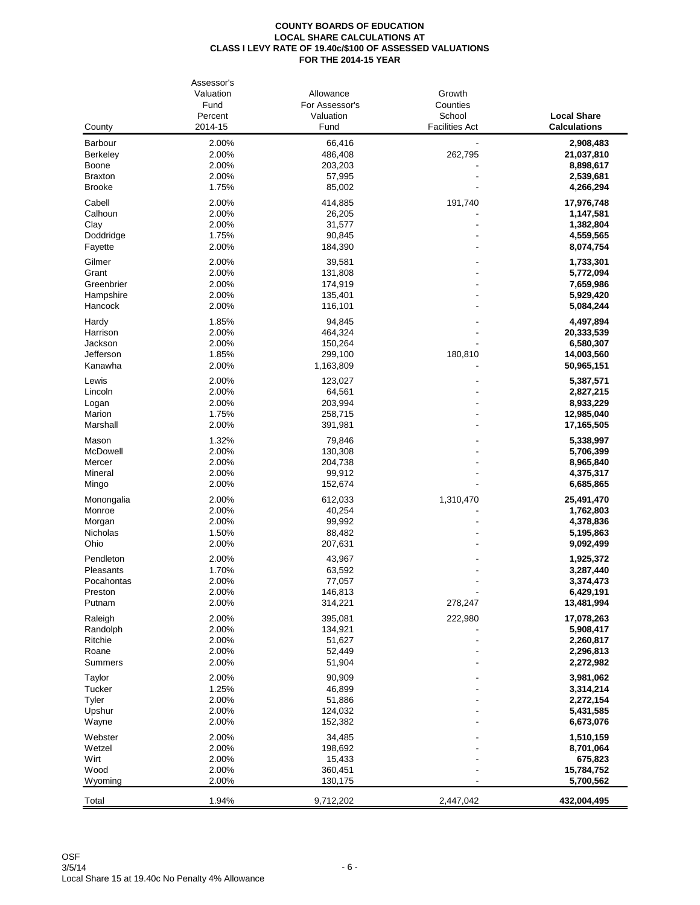**COUNTY BOARDS OF EDUCATION**
**LOCAL SHARE CALCULATIONS AT**
**CLASS I LEVY RATE OF 19.40c/$100 OF ASSESSED VALUATIONS**
**FOR THE 2014-15 YEAR**

| County | Assessor's Valuation Fund Percent 2014-15 | Allowance For Assessor's Valuation Fund | Growth Counties School Facilities Act | **Local Share Calculations** |
|---|---|---|---|---|
| Barbour | 2.00% | 66,416 | - | **2,908,483** |
| Berkeley | 2.00% | 486,408 | 262,795 | **21,037,810** |
| Boone | 2.00% | 203,203 | - | **8,898,617** |
| Braxton | 2.00% | 57,995 | - | **2,539,681** |
| Brooke | 1.75% | 85,002 | - | **4,266,294** |
| Cabell | 2.00% | 414,885 | 191,740 | **17,976,748** |
| Calhoun | 2.00% | 26,205 | - | **1,147,581** |
| Clay | 2.00% | 31,577 | - | **1,382,804** |
| Doddridge | 1.75% | 90,845 | - | **4,559,565** |
| Fayette | 2.00% | 184,390 | - | **8,074,754** |
| Gilmer | 2.00% | 39,581 | - | **1,733,301** |
| Grant | 2.00% | 131,808 | - | **5,772,094** |
| Greenbrier | 2.00% | 174,919 | - | **7,659,986** |
| Hampshire | 2.00% | 135,401 | - | **5,929,420** |
| Hancock | 2.00% | 116,101 | - | **5,084,244** |
| Hardy | 1.85% | 94,845 | - | **4,497,894** |
| Harrison | 2.00% | 464,324 | - | **20,333,539** |
| Jackson | 2.00% | 150,264 | - | **6,580,307** |
| Jefferson | 1.85% | 299,100 | 180,810 | **14,003,560** |
| Kanawha | 2.00% | 1,163,809 | - | **50,965,151** |
| Lewis | 2.00% | 123,027 | - | **5,387,571** |
| Lincoln | 2.00% | 64,561 | - | **2,827,215** |
| Logan | 2.00% | 203,994 | - | **8,933,229** |
| Marion | 1.75% | 258,715 | - | **12,985,040** |
| Marshall | 2.00% | 391,981 | - | **17,165,505** |
| Mason | 1.32% | 79,846 | - | **5,338,997** |
| McDowell | 2.00% | 130,308 | - | **5,706,399** |
| Mercer | 2.00% | 204,738 | - | **8,965,840** |
| Mineral | 2.00% | 99,912 | - | **4,375,317** |
| Mingo | 2.00% | 152,674 | - | **6,685,865** |
| Monongalia | 2.00% | 612,033 | 1,310,470 | **25,491,470** |
| Monroe | 2.00% | 40,254 | - | **1,762,803** |
| Morgan | 2.00% | 99,992 | - | **4,378,836** |
| Nicholas | 1.50% | 88,482 | - | **5,195,863** |
| Ohio | 2.00% | 207,631 | - | **9,092,499** |
| Pendleton | 2.00% | 43,967 | - | **1,925,372** |
| Pleasants | 1.70% | 63,592 | - | **3,287,440** |
| Pocahontas | 2.00% | 77,057 | - | **3,374,473** |
| Preston | 2.00% | 146,813 | - | **6,429,191** |
| Putnam | 2.00% | 314,221 | 278,247 | **13,481,994** |
| Raleigh | 2.00% | 395,081 | 222,980 | **17,078,263** |
| Randolph | 2.00% | 134,921 | - | **5,908,417** |
| Ritchie | 2.00% | 51,627 | - | **2,260,817** |
| Roane | 2.00% | 52,449 | - | **2,296,813** |
| Summers | 2.00% | 51,904 | - | **2,272,982** |
| Taylor | 2.00% | 90,909 | - | **3,981,062** |
| Tucker | 1.25% | 46,899 | - | **3,314,214** |
| Tyler | 2.00% | 51,886 | - | **2,272,154** |
| Upshur | 2.00% | 124,032 | - | **5,431,585** |
| Wayne | 2.00% | 152,382 | - | **6,673,076** |
| Webster | 2.00% | 34,485 | - | **1,510,159** |
| Wetzel | 2.00% | 198,692 | - | **8,701,064** |
| Wirt | 2.00% | 15,433 | - | **675,823** |
| Wood | 2.00% | 360,451 | - | **15,784,752** |
| Wyoming | 2.00% | 130,175 | - | **5,700,562** |
| Total | 1.94% | 9,712,202 | 2,447,042 | **432,004,495** |

OSF
3/5/14
Local Share 15 at 19.40c No Penalty 4% Allowance